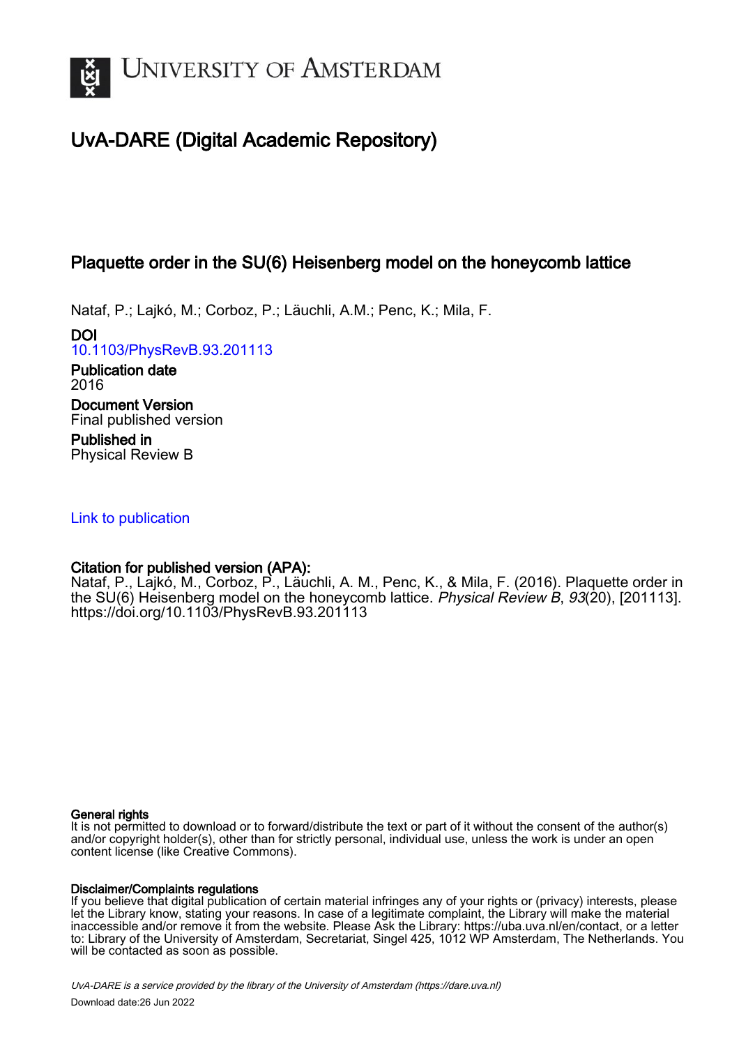# University of Amsterdam

## UvA-DARE (Digital Academic Repository)

### Plaquette order in the SU(6) Heisenberg model on the honeycomb lattice

Nataf, P.; Lajkó, M.; Corboz, P.; Läuchli, A.M.; Penc, K.; Mila, F.

**DOI**
10.1103/PhysRevB.93.201113

**Publication date**
2016

**Document Version**
Final published version

**Published in**
Physical Review B

Link to publication

**Citation for published version (APA):**
Nataf, P., Lajkó, M., Corboz, P., Läuchli, A. M., Penc, K., & Mila, F. (2016). Plaquette order in the SU(6) Heisenberg model on the honeycomb lattice. *Physical Review B*, *93*(20), [201113]. https://doi.org/10.1103/PhysRevB.93.201113

**General rights**
It is not permitted to download or to forward/distribute the text or part of it without the consent of the author(s) and/or copyright holder(s), other than for strictly personal, individual use, unless the work is under an open content license (like Creative Commons).

**Disclaimer/Complaints regulations**
If you believe that digital publication of certain material infringes any of your rights or (privacy) interests, please let the Library know, stating your reasons. In case of a legitimate complaint, the Library will make the material inaccessible and/or remove it from the website. Please Ask the Library: https://uba.uva.nl/en/contact, or a letter to: Library of the University of Amsterdam, Secretariat, Singel 425, 1012 WP Amsterdam, The Netherlands. You will be contacted as soon as possible.

*UvA-DARE is a service provided by the library of the University of Amsterdam (https://dare.uva.nl)*

Download date:26 Jun 2022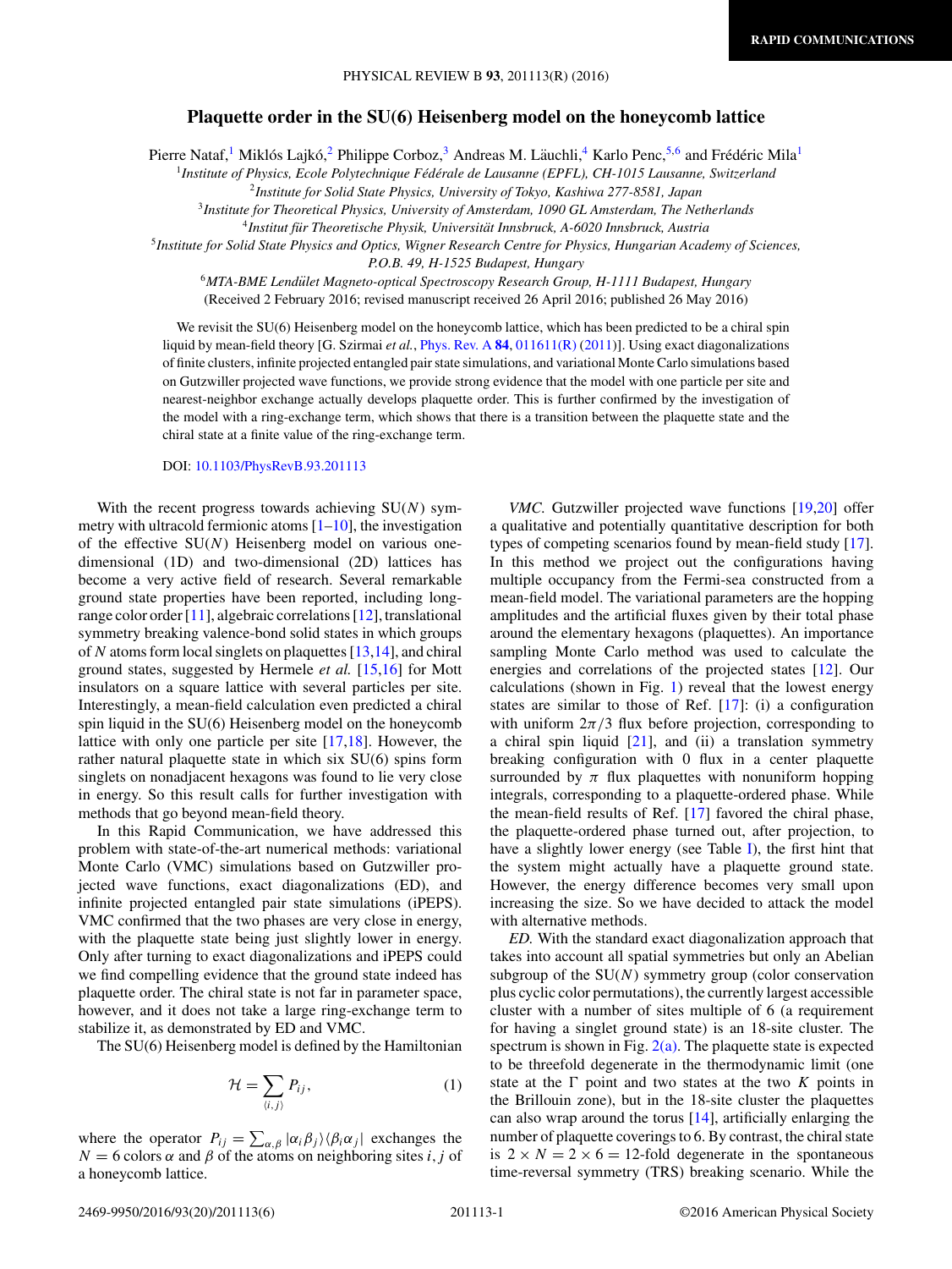# Plaquette order in the SU(6) Heisenberg model on the honeycomb lattice

Pierre Nataf,[1] Miklós Lajkó,[2] Philippe Corboz,[3] Andreas M. Läuchli,[4] Karlo Penc,[5,6] and Frédéric Mila[1]

[1]*Institute of Physics, Ecole Polytechnique Fédérale de Lausanne (EPFL), CH-1015 Lausanne, Switzerland*
[2]*Institute for Solid State Physics, University of Tokyo, Kashiwa 277-8581, Japan*
[3]*Institute for Theoretical Physics, University of Amsterdam, 1090 GL Amsterdam, The Netherlands*
[4]*Institut für Theoretische Physik, Universität Innsbruck, A-6020 Innsbruck, Austria*
[5]*Institute for Solid State Physics and Optics, Wigner Research Centre for Physics, Hungarian Academy of Sciences, P.O.B. 49, H-1525 Budapest, Hungary*
[6]*MTA-BME Lendület Magneto-optical Spectroscopy Research Group, H-1111 Budapest, Hungary*

(Received 2 February 2016; revised manuscript received 26 April 2016; published 26 May 2016)

We revisit the SU(6) Heisenberg model on the honeycomb lattice, which has been predicted to be a chiral spin liquid by mean-field theory [G. Szirmai *et al.*, Phys. Rev. A **84**, 011611(R) (2011)]. Using exact diagonalizations of finite clusters, infinite projected entangled pair state simulations, and variational Monte Carlo simulations based on Gutzwiller projected wave functions, we provide strong evidence that the model with one particle per site and nearest-neighbor exchange actually develops plaquette order. This is further confirmed by the investigation of the model with a ring-exchange term, which shows that there is a transition between the plaquette state and the chiral state at a finite value of the ring-exchange term.

DOI: 10.1103/PhysRevB.93.201113

With the recent progress towards achieving SU($N$) symmetry with ultracold fermionic atoms [1–10], the investigation of the effective SU($N$) Heisenberg model on various one-dimensional (1D) and two-dimensional (2D) lattices has become a very active field of research. Several remarkable ground state properties have been reported, including long-range color order [11], algebraic correlations [12], translational symmetry breaking valence-bond solid states in which groups of $N$ atoms form local singlets on plaquettes [13,14], and chiral ground states, suggested by Hermele *et al.* [15,16] for Mott insulators on a square lattice with several particles per site. Interestingly, a mean-field calculation even predicted a chiral spin liquid in the SU(6) Heisenberg model on the honeycomb lattice with only one particle per site [17,18]. However, the rather natural plaquette state in which six SU(6) spins form singlets on nonadjacent hexagons was found to lie very close in energy. So this result calls for further investigation with methods that go beyond mean-field theory.

In this Rapid Communication, we have addressed this problem with state-of-the-art numerical methods: variational Monte Carlo (VMC) simulations based on Gutzwiller projected wave functions, exact diagonalizations (ED), and infinite projected entangled pair state simulations (iPEPS). VMC confirmed that the two phases are very close in energy, with the plaquette state being just slightly lower in energy. Only after turning to exact diagonalizations and iPEPS could we find compelling evidence that the ground state indeed has plaquette order. The chiral state is not far in parameter space, however, and it does not take a large ring-exchange term to stabilize it, as demonstrated by ED and VMC.

The SU(6) Heisenberg model is defined by the Hamiltonian

$$\mathcal{H} = \sum_{\langle i,j \rangle} P_{ij}, \tag{1}$$

where the operator $P_{ij} = \sum_{\alpha,\beta} |\alpha_i \beta_j\rangle\langle\beta_i \alpha_j|$ exchanges the $N = 6$ colors $\alpha$ and $\beta$ of the atoms on neighboring sites $i, j$ of a honeycomb lattice.

*VMC.* Gutzwiller projected wave functions [19,20] offer a qualitative and potentially quantitative description for both types of competing scenarios found by mean-field study [17]. In this method we project out the configurations having multiple occupancy from the Fermi-sea constructed from a mean-field model. The variational parameters are the hopping amplitudes and the artificial fluxes given by their total phase around the elementary hexagons (plaquettes). An importance sampling Monte Carlo method was used to calculate the energies and correlations of the projected states [12]. Our calculations (shown in Fig. 1) reveal that the lowest energy states are similar to those of Ref. [17]: (i) a configuration with uniform $2\pi/3$ flux before projection, corresponding to a chiral spin liquid [21], and (ii) a translation symmetry breaking configuration with 0 flux in a center plaquette surrounded by $\pi$ flux plaquettes with nonuniform hopping integrals, corresponding to a plaquette-ordered phase. While the mean-field results of Ref. [17] favored the chiral phase, the plaquette-ordered phase turned out, after projection, to have a slightly lower energy (see Table I), the first hint that the system might actually have a plaquette ground state. However, the energy difference becomes very small upon increasing the size. So we have decided to attack the model with alternative methods.

*ED.* With the standard exact diagonalization approach that takes into account all spatial symmetries but only an Abelian subgroup of the SU($N$) symmetry group (color conservation plus cyclic color permutations), the currently largest accessible cluster with a number of sites multiple of 6 (a requirement for having a singlet ground state) is an 18-site cluster. The spectrum is shown in Fig. 2(a). The plaquette state is expected to be threefold degenerate in the thermodynamic limit (one state at the $\Gamma$ point and two states at the two $K$ points in the Brillouin zone), but in the 18-site cluster the plaquettes can also wrap around the torus [14], artificially enlarging the number of plaquette coverings to 6. By contrast, the chiral state is $2 \times N = 2 \times 6 = 12$-fold degenerate in the spontaneous time-reversal symmetry (TRS) breaking scenario. While the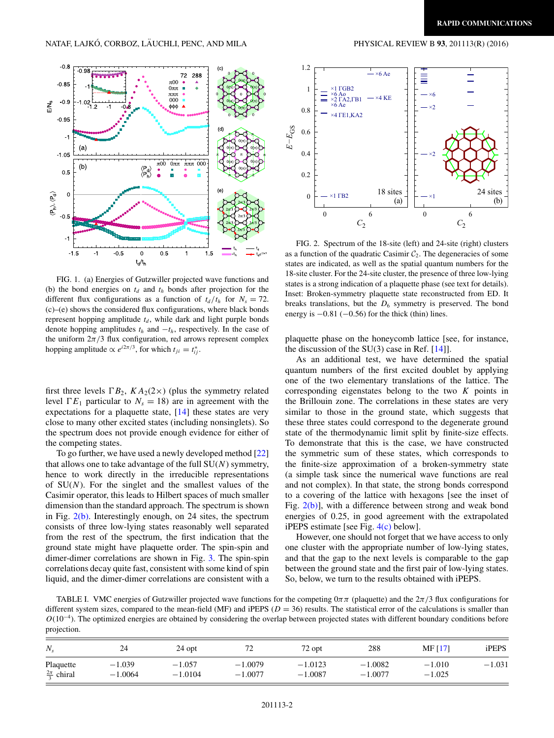FIG. 1. (a) Energies of Gutzwiller projected wave functions and (b) the bond energies on $t_d$ and $t_h$ bonds after projection for the different flux configurations as a function of $t_d/t_h$ for $N_s = 72$. (c)–(e) shows the considered flux configurations, where black bonds represent hopping amplitude $t_d$, while dark and light purple bonds denote hopping amplitudes $t_h$ and $-t_h$, respectively. In the case of the uniform $2\pi/3$ flux configuration, red arrows represent complex hopping amplitude $\propto e^{i2\pi/3}$, for which $t_{ji} = t_{ij}^*$.

first three levels $\Gamma B_2$, $K A_2 (2\times)$ (plus the symmetry related level $\Gamma E_1$ particular to $N_s = 18$) are in agreement with the expectations for a plaquette state, [14] these states are very close to many other excited states (including nonsinglets). So the spectrum does not provide enough evidence for either of the competing states.

To go further, we have used a newly developed method [22] that allows one to take advantage of the full SU($N$) symmetry, hence to work directly in the irreducible representations of SU($N$). For the singlet and the smallest values of the Casimir operator, this leads to Hilbert spaces of much smaller dimension than the standard approach. The spectrum is shown in Fig. 2(b). Interestingly enough, on 24 sites, the spectrum consists of three low-lying states reasonably well separated from the rest of the spectrum, the first indication that the ground state might have plaquette order. The spin-spin and dimer-dimer correlations are shown in Fig. 3. The spin-spin correlations decay quite fast, consistent with some kind of spin liquid, and the dimer-dimer correlations are consistent with a plaquette phase on the honeycomb lattice [see, for instance, the discussion of the SU(3) case in Ref. [14]].

FIG. 2. Spectrum of the 18-site (left) and 24-site (right) clusters as a function of the quadratic Casimir $C_2$. The degeneracies of some states are indicated, as well as the spatial quantum numbers for the 18-site cluster. For the 24-site cluster, the presence of three low-lying states is a strong indication of a plaquette phase (see text for details). Inset: Broken-symmetry plaquette state reconstructed from ED. It breaks translations, but the $D_6$ symmetry is preserved. The bond energy is $-0.81$ ($-0.56$) for the thick (thin) lines.

As an additional test, we have determined the spatial quantum numbers of the first excited doublet by applying one of the two elementary translations of the lattice. The corresponding eigenstates belong to the two $K$ points in the Brillouin zone. The correlations in these states are very similar to those in the ground state, which suggests that these three states could correspond to the degenerate ground state of the thermodynamic limit split by finite-size effects. To demonstrate that this is the case, we have constructed the symmetric sum of these states, which corresponds to the finite-size approximation of a broken-symmetry state (a simple task since the numerical wave functions are real and not complex). In that state, the strong bonds correspond to a covering of the lattice with hexagons [see the inset of Fig. 2(b)], with a difference between strong and weak bond energies of 0.25, in good agreement with the extrapolated iPEPS estimate [see Fig. 4(c) below].

However, one should not forget that we have access to only one cluster with the appropriate number of low-lying states, and that the gap to the next levels is comparable to the gap between the ground state and the first pair of low-lying states. So, below, we turn to the results obtained with iPEPS.

TABLE I. VMC energies of Gutzwiller projected wave functions for the competing $0\pi\pi$ (plaquette) and the $2\pi/3$ flux configurations for different system sizes, compared to the mean-field (MF) and iPEPS ($D = 36$) results. The statistical error of the calculations is smaller than $O(10^{-4})$. The optimized energies are obtained by considering the overlap between projected states with different boundary conditions before projection.

| $N_s$ | 24 | 24 opt | 72 | 72 opt | 288 | MF [17] | iPEPS |
|---|---|---|---|---|---|---|---|
| Plaquette | $-1.039$ | $-1.057$ | $-1.0079$ | $-1.0123$ | $-1.0082$ | $-1.010$ | $-1.031$ |
| $\frac{2\pi}{3}$ chiral | $-1.0064$ | $-1.0104$ | $-1.0077$ | $-1.0087$ | $-1.0077$ | $-1.025$ | |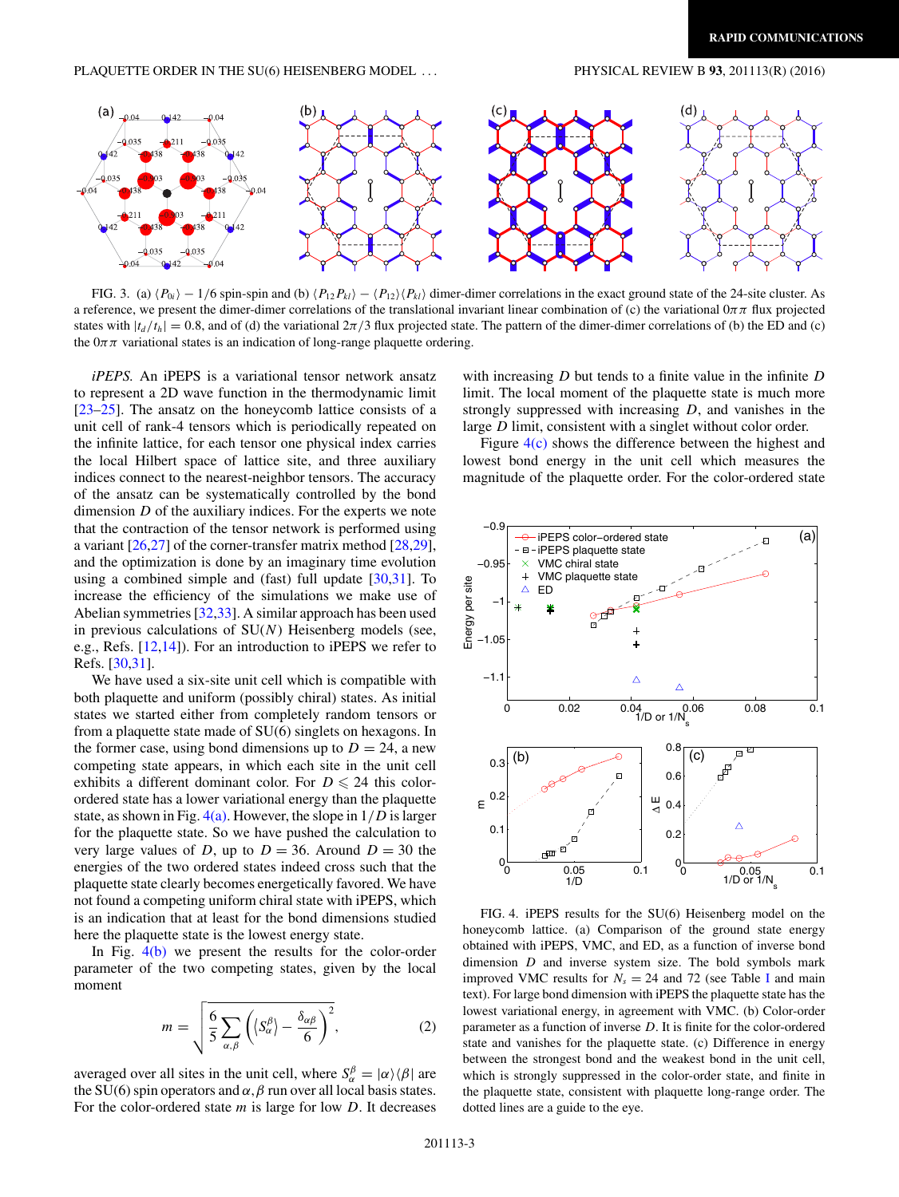FIG. 3. (a) $\langle P_{0i} \rangle - 1/6$ spin-spin and (b) $\langle P_{12} P_{kl} \rangle - \langle P_{12} \rangle \langle P_{kl} \rangle$ dimer-dimer correlations in the exact ground state of the 24-site cluster. As a reference, we present the dimer-dimer correlations of the translational invariant linear combination of (c) the variational $0\pi\pi$ flux projected states with $|t_d/t_h| = 0.8$, and of (d) the variational $2\pi/3$ flux projected state. The pattern of the dimer-dimer correlations of (b) the ED and (c) the $0\pi\pi$ variational states is an indication of long-range plaquette ordering.

*iPEPS.* An iPEPS is a variational tensor network ansatz to represent a 2D wave function in the thermodynamic limit [23–25]. The ansatz on the honeycomb lattice consists of a unit cell of rank-4 tensors which is periodically repeated on the infinite lattice, for each tensor one physical index carries the local Hilbert space of lattice site, and three auxiliary indices connect to the nearest-neighbor tensors. The accuracy of the ansatz can be systematically controlled by the bond dimension $D$ of the auxiliary indices. For the experts we note that the contraction of the tensor network is performed using a variant [26,27] of the corner-transfer matrix method [28,29], and the optimization is done by an imaginary time evolution using a combined simple and (fast) full update [30,31]. To increase the efficiency of the simulations we make use of Abelian symmetries [32,33]. A similar approach has been used in previous calculations of SU($N$) Heisenberg models (see, e.g., Refs. [12,14]). For an introduction to iPEPS we refer to Refs. [30,31].

We have used a six-site unit cell which is compatible with both plaquette and uniform (possibly chiral) states. As initial states we started either from completely random tensors or from a plaquette state made of SU(6) singlets on hexagons. In the former case, using bond dimensions up to $D = 24$, a new competing state appears, in which each site in the unit cell exhibits a different dominant color. For $D \leqslant 24$ this color-ordered state has a lower variational energy than the plaquette state, as shown in Fig. 4(a). However, the slope in $1/D$ is larger for the plaquette state. So we have pushed the calculation to very large values of $D$, up to $D = 36$. Around $D = 30$ the energies of the two ordered states indeed cross such that the plaquette state clearly becomes energetically favored. We have not found a competing uniform chiral state with iPEPS, which is an indication that at least for the bond dimensions studied here the plaquette state is the lowest energy state.

In Fig. 4(b) we present the results for the color-order parameter of the two competing states, given by the local moment

$$m = \sqrt{\frac{6}{5} \sum_{\alpha,\beta} \left( \langle S_\alpha^\beta \rangle - \frac{\delta_{\alpha\beta}}{6} \right)^2}, \tag{2}$$

averaged over all sites in the unit cell, where $S_\alpha^\beta = |\alpha\rangle\langle\beta|$ are the SU(6) spin operators and $\alpha, \beta$ run over all local basis states. For the color-ordered state $m$ is large for low $D$. It decreases with increasing $D$ but tends to a finite value in the infinite $D$ limit. The local moment of the plaquette state is much more strongly suppressed with increasing $D$, and vanishes in the large $D$ limit, consistent with a singlet without color order.

Figure 4(c) shows the difference between the highest and lowest bond energy in the unit cell which measures the magnitude of the plaquette order. For the color-ordered state

FIG. 4. iPEPS results for the SU(6) Heisenberg model on the honeycomb lattice. (a) Comparison of the ground state energy obtained with iPEPS, VMC, and ED, as a function of inverse bond dimension $D$ and inverse system size. The bold symbols mark improved VMC results for $N_s = 24$ and 72 (see Table I and main text). For large bond dimension with iPEPS the plaquette state has the lowest variational energy, in agreement with VMC. (b) Color-order parameter as a function of inverse $D$. It is finite for the color-ordered state and vanishes for the plaquette state. (c) Difference in energy between the strongest bond and the weakest bond in the unit cell, which is strongly suppressed in the color-order state, and finite in the plaquette state, consistent with plaquette long-range order. The dotted lines are a guide to the eye.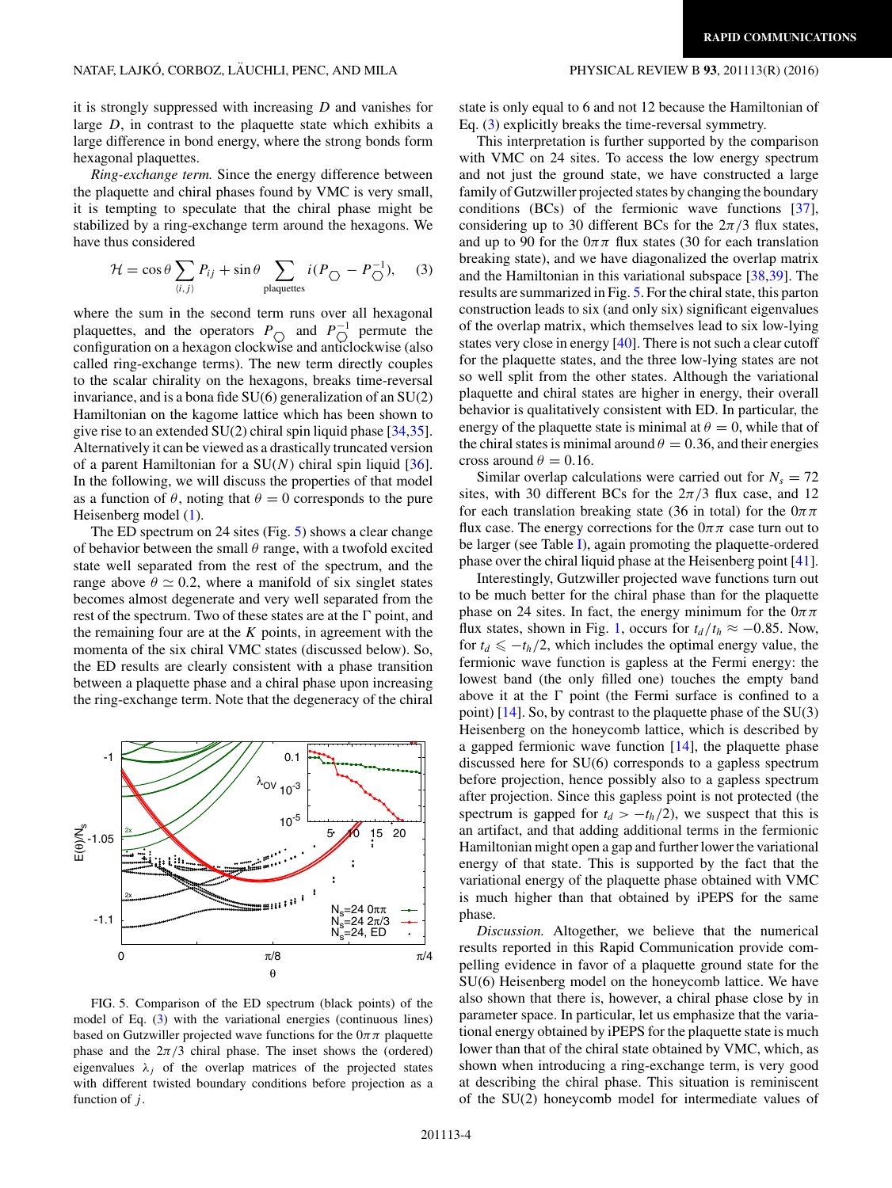it is strongly suppressed with increasing $D$ and vanishes for large $D$, in contrast to the plaquette state which exhibits a large difference in bond energy, where the strong bonds form hexagonal plaquettes.

*Ring-exchange term.* Since the energy difference between the plaquette and chiral phases found by VMC is very small, it is tempting to speculate that the chiral phase might be stabilized by a ring-exchange term around the hexagons. We have thus considered

$$\mathcal{H} = \cos\theta \sum_{\langle i,j\rangle} P_{ij} + \sin\theta \sum_{\text{plaquettes}} i(P_{\hexagon} - P_{\hexagon}^{-1}), \quad (3)$$

where the sum in the second term runs over all hexagonal plaquettes, and the operators $P_{\hexagon}$ and $P_{\hexagon}^{-1}$ permute the configuration on a hexagon clockwise and anticlockwise (also called ring-exchange terms). The new term directly couples to the scalar chirality on the hexagons, breaks time-reversal invariance, and is a bona fide SU(6) generalization of an SU(2) Hamiltonian on the kagome lattice which has been shown to give rise to an extended SU(2) chiral spin liquid phase [34,35]. Alternatively it can be viewed as a drastically truncated version of a parent Hamiltonian for a SU($N$) chiral spin liquid [36]. In the following, we will discuss the properties of that model as a function of $\theta$, noting that $\theta = 0$ corresponds to the pure Heisenberg model (1).

The ED spectrum on 24 sites (Fig. 5) shows a clear change of behavior between the small $\theta$ range, with a twofold excited state well separated from the rest of the spectrum, and the range above $\theta \simeq 0.2$, where a manifold of six singlet states becomes almost degenerate and very well separated from the rest of the spectrum. Two of these states are at the $\Gamma$ point, and the remaining four are at the $K$ points, in agreement with the momenta of the six chiral VMC states (discussed below). So, the ED results are clearly consistent with a phase transition between a plaquette phase and a chiral phase upon increasing the ring-exchange term. Note that the degeneracy of the chiral state is only equal to 6 and not 12 because the Hamiltonian of Eq. (3) explicitly breaks the time-reversal symmetry.

FIG. 5. Comparison of the ED spectrum (black points) of the model of Eq. (3) with the variational energies (continuous lines) based on Gutzwiller projected wave functions for the $0\pi\pi$ plaquette phase and the $2\pi/3$ chiral phase. The inset shows the (ordered) eigenvalues $\lambda_j$ of the overlap matrices of the projected states with different twisted boundary conditions before projection as a function of $j$.

This interpretation is further supported by the comparison with VMC on 24 sites. To access the low energy spectrum and not just the ground state, we have constructed a large family of Gutzwiller projected states by changing the boundary conditions (BCs) of the fermionic wave functions [37], considering up to 30 different BCs for the $2\pi/3$ flux states, and up to 90 for the $0\pi\pi$ flux states (30 for each translation breaking state), and we have diagonalized the overlap matrix and the Hamiltonian in this variational subspace [38,39]. The results are summarized in Fig. 5. For the chiral state, this parton construction leads to six (and only six) significant eigenvalues of the overlap matrix, which themselves lead to six low-lying states very close in energy [40]. There is not such a clear cutoff for the plaquette states, and the three low-lying states are not so well split from the other states. Although the variational plaquette and chiral states are higher in energy, their overall behavior is qualitatively consistent with ED. In particular, the energy of the plaquette state is minimal at $\theta = 0$, while that of the chiral states is minimal around $\theta = 0.36$, and their energies cross around $\theta = 0.16$.

Similar overlap calculations were carried out for $N_s = 72$ sites, with 30 different BCs for the $2\pi/3$ flux case, and 12 for each translation breaking state (36 in total) for the $0\pi\pi$ flux case. The energy corrections for the $0\pi\pi$ case turn out to be larger (see Table I), again promoting the plaquette-ordered phase over the chiral liquid phase at the Heisenberg point [41].

Interestingly, Gutzwiller projected wave functions turn out to be much better for the chiral phase than for the plaquette phase on 24 sites. In fact, the energy minimum for the $0\pi\pi$ flux states, shown in Fig. 1, occurs for $t_d/t_h \approx -0.85$. Now, for $t_d \leqslant -t_h/2$, which includes the optimal energy value, the fermionic wave function is gapless at the Fermi energy: the lowest band (the only filled one) touches the empty band above it at the $\Gamma$ point (the Fermi surface is confined to a point) [14]. So, by contrast to the plaquette phase of the SU(3) Heisenberg on the honeycomb lattice, which is described by a gapped fermionic wave function [14], the plaquette phase discussed here for SU(6) corresponds to a gapless spectrum before projection, hence possibly also to a gapless spectrum after projection. Since this gapless point is not protected (the spectrum is gapped for $t_d > -t_h/2$), we suspect that this is an artifact, and that adding additional terms in the fermionic Hamiltonian might open a gap and further lower the variational energy of that state. This is supported by the fact that the variational energy of the plaquette phase obtained with VMC is much higher than that obtained by iPEPS for the same phase.

*Discussion.* Altogether, we believe that the numerical results reported in this Rapid Communication provide compelling evidence in favor of a plaquette ground state for the SU(6) Heisenberg model on the honeycomb lattice. We have also shown that there is, however, a chiral phase close by in parameter space. In particular, let us emphasize that the variational energy obtained by iPEPS for the plaquette state is much lower than that of the chiral state obtained by VMC, which, as shown when introducing a ring-exchange term, is very good at describing the chiral phase. This situation is reminiscent of the SU(2) honeycomb model for intermediate values of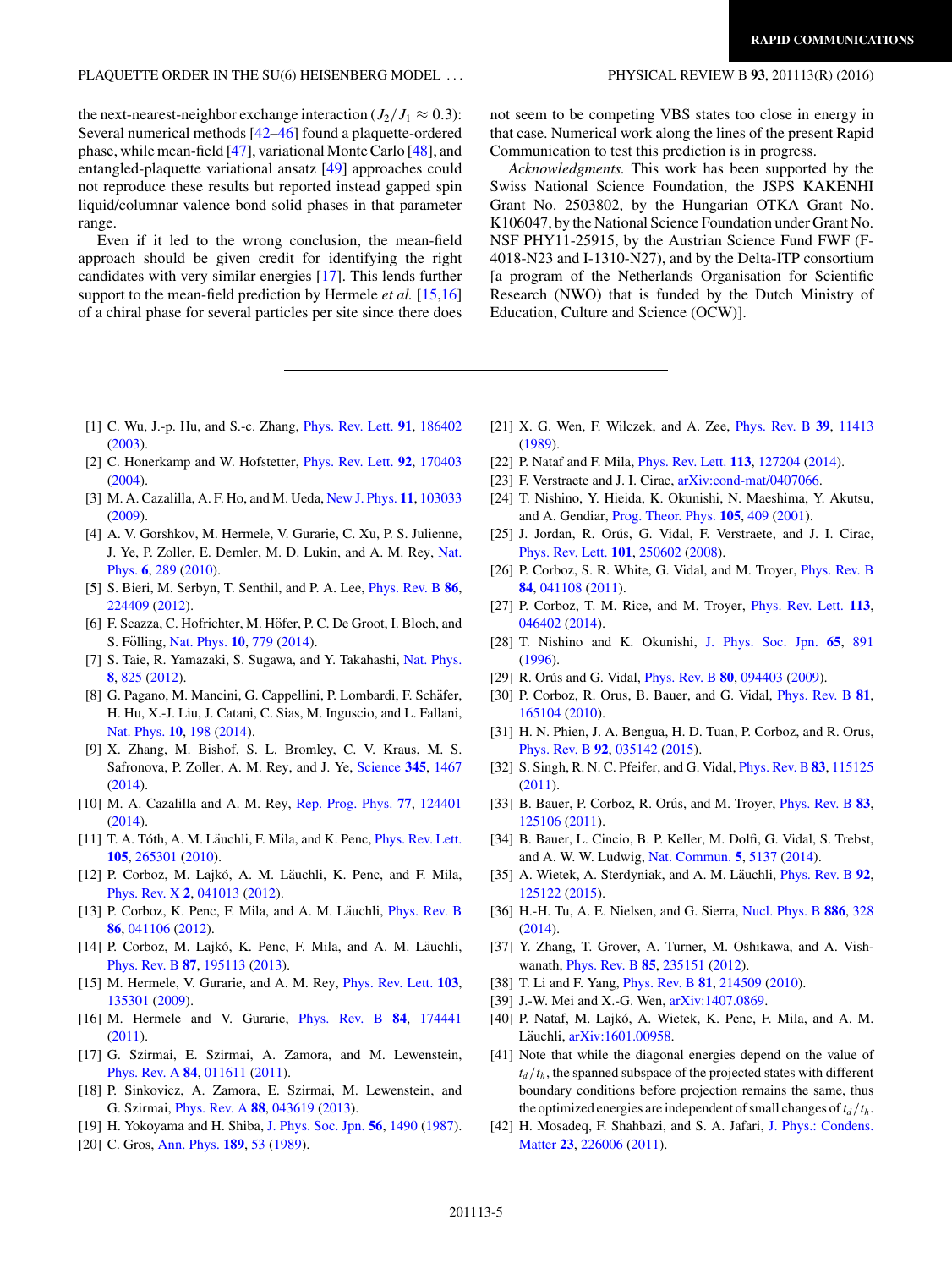the next-nearest-neighbor exchange interaction ($J_2/J_1 \approx 0.3$): Several numerical methods [42–46] found a plaquette-ordered phase, while mean-field [47], variational Monte Carlo [48], and entangled-plaquette variational ansatz [49] approaches could not reproduce these results but reported instead gapped spin liquid/columnar valence bond solid phases in that parameter range.

Even if it led to the wrong conclusion, the mean-field approach should be given credit for identifying the right candidates with very similar energies [17]. This lends further support to the mean-field prediction by Hermele *et al.* [15,16] of a chiral phase for several particles per site since there does not seem to be competing VBS states too close in energy in that case. Numerical work along the lines of the present Rapid Communication to test this prediction is in progress.

*Acknowledgments.* This work has been supported by the Swiss National Science Foundation, the JSPS KAKENHI Grant No. 2503802, by the Hungarian OTKA Grant No. K106047, by the National Science Foundation under Grant No. NSF PHY11-25915, by the Austrian Science Fund FWF (F-4018-N23 and I-1310-N27), and by the Delta-ITP consortium [a program of the Netherlands Organisation for Scientific Research (NWO) that is funded by the Dutch Ministry of Education, Culture and Science (OCW)].

---

[1] C. Wu, J.-p. Hu, and S.-c. Zhang, Phys. Rev. Lett. **91**, 186402 (2003).

[2] C. Honerkamp and W. Hofstetter, Phys. Rev. Lett. **92**, 170403 (2004).

[3] M. A. Cazalilla, A. F. Ho, and M. Ueda, New J. Phys. **11**, 103033 (2009).

[4] A. V. Gorshkov, M. Hermele, V. Gurarie, C. Xu, P. S. Julienne, J. Ye, P. Zoller, E. Demler, M. D. Lukin, and A. M. Rey, Nat. Phys. **6**, 289 (2010).

[5] S. Bieri, M. Serbyn, T. Senthil, and P. A. Lee, Phys. Rev. B **86**, 224409 (2012).

[6] F. Scazza, C. Hofrichter, M. Höfer, P. C. De Groot, I. Bloch, and S. Fölling, Nat. Phys. **10**, 779 (2014).

[7] S. Taie, R. Yamazaki, S. Sugawa, and Y. Takahashi, Nat. Phys. **8**, 825 (2012).

[8] G. Pagano, M. Mancini, G. Cappellini, P. Lombardi, F. Schäfer, H. Hu, X.-J. Liu, J. Catani, C. Sias, M. Inguscio, and L. Fallani, Nat. Phys. **10**, 198 (2014).

[9] X. Zhang, M. Bishof, S. L. Bromley, C. V. Kraus, M. S. Safronova, P. Zoller, A. M. Rey, and J. Ye, Science **345**, 1467 (2014).

[10] M. A. Cazalilla and A. M. Rey, Rep. Prog. Phys. **77**, 124401 (2014).

[11] T. A. Tóth, A. M. Läuchli, F. Mila, and K. Penc, Phys. Rev. Lett. **105**, 265301 (2010).

[12] P. Corboz, M. Lajkó, A. M. Läuchli, K. Penc, and F. Mila, Phys. Rev. X **2**, 041013 (2012).

[13] P. Corboz, K. Penc, F. Mila, and A. M. Läuchli, Phys. Rev. B **86**, 041106 (2012).

[14] P. Corboz, M. Lajkó, K. Penc, F. Mila, and A. M. Läuchli, Phys. Rev. B **87**, 195113 (2013).

[15] M. Hermele, V. Gurarie, and A. M. Rey, Phys. Rev. Lett. **103**, 135301 (2009).

[16] M. Hermele and V. Gurarie, Phys. Rev. B **84**, 174441 (2011).

[17] G. Szirmai, E. Szirmai, A. Zamora, and M. Lewenstein, Phys. Rev. A **84**, 011611 (2011).

[18] P. Sinkovicz, A. Zamora, E. Szirmai, M. Lewenstein, and G. Szirmai, Phys. Rev. A **88**, 043619 (2013).

[19] H. Yokoyama and H. Shiba, J. Phys. Soc. Jpn. **56**, 1490 (1987).

[20] C. Gros, Ann. Phys. **189**, 53 (1989).

[21] X. G. Wen, F. Wilczek, and A. Zee, Phys. Rev. B **39**, 11413 (1989).

[22] P. Nataf and F. Mila, Phys. Rev. Lett. **113**, 127204 (2014).

[23] F. Verstraete and J. I. Cirac, arXiv:cond-mat/0407066.

[24] T. Nishino, Y. Hieida, K. Okunishi, N. Maeshima, Y. Akutsu, and A. Gendiar, Prog. Theor. Phys. **105**, 409 (2001).

[25] J. Jordan, R. Orús, G. Vidal, F. Verstraete, and J. I. Cirac, Phys. Rev. Lett. **101**, 250602 (2008).

[26] P. Corboz, S. R. White, G. Vidal, and M. Troyer, Phys. Rev. B **84**, 041108 (2011).

[27] P. Corboz, T. M. Rice, and M. Troyer, Phys. Rev. Lett. **113**, 046402 (2014).

[28] T. Nishino and K. Okunishi, J. Phys. Soc. Jpn. **65**, 891 (1996).

[29] R. Orús and G. Vidal, Phys. Rev. B **80**, 094403 (2009).

[30] P. Corboz, R. Orus, B. Bauer, and G. Vidal, Phys. Rev. B **81**, 165104 (2010).

[31] H. N. Phien, J. A. Bengua, H. D. Tuan, P. Corboz, and R. Orus, Phys. Rev. B **92**, 035142 (2015).

[32] S. Singh, R. N. C. Pfeifer, and G. Vidal, Phys. Rev. B **83**, 115125 (2011).

[33] B. Bauer, P. Corboz, R. Orús, and M. Troyer, Phys. Rev. B **83**, 125106 (2011).

[34] B. Bauer, L. Cincio, B. P. Keller, M. Dolfi, G. Vidal, S. Trebst, and A. W. W. Ludwig, Nat. Commun. **5**, 5137 (2014).

[35] A. Wietek, A. Sterdyniak, and A. M. Läuchli, Phys. Rev. B **92**, 125122 (2015).

[36] H.-H. Tu, A. E. Nielsen, and G. Sierra, Nucl. Phys. B **886**, 328 (2014).

[37] Y. Zhang, T. Grover, A. Turner, M. Oshikawa, and A. Vishwanath, Phys. Rev. B **85**, 235151 (2012).

[38] T. Li and F. Yang, Phys. Rev. B **81**, 214509 (2010).

[39] J.-W. Mei and X.-G. Wen, arXiv:1407.0869.

[40] P. Nataf, M. Lajkó, A. Wietek, K. Penc, F. Mila, and A. M. Läuchli, arXiv:1601.00958.

[41] Note that while the diagonal energies depend on the value of $t_d/t_h$, the spanned subspace of the projected states with different boundary conditions before projection remains the same, thus the optimized energies are independent of small changes of $t_d/t_h$.

[42] H. Mosadeq, F. Shahbazi, and S. A. Jafari, J. Phys.: Condens. Matter **23**, 226006 (2011).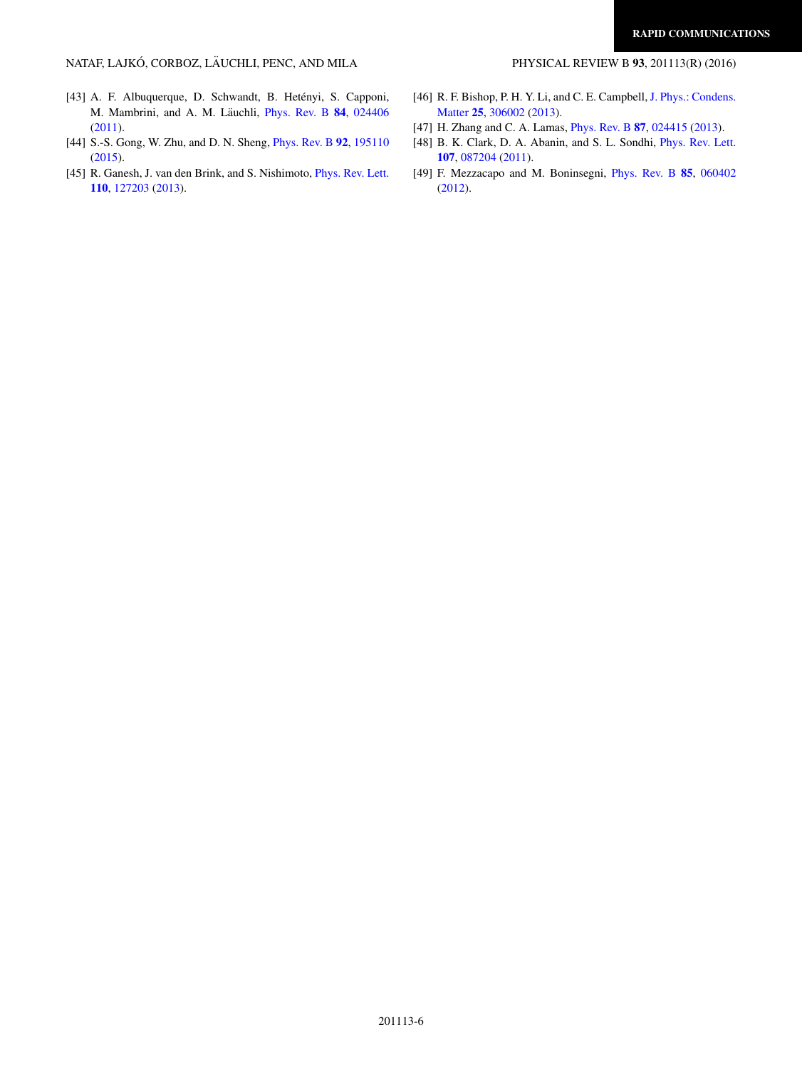[43] A. F. Albuquerque, D. Schwandt, B. Hetényi, S. Capponi, M. Mambrini, and A. M. Läuchli, Phys. Rev. B **84**, 024406 (2011).

[44] S.-S. Gong, W. Zhu, and D. N. Sheng, Phys. Rev. B **92**, 195110 (2015).

[45] R. Ganesh, J. van den Brink, and S. Nishimoto, Phys. Rev. Lett. **110**, 127203 (2013).

[46] R. F. Bishop, P. H. Y. Li, and C. E. Campbell, J. Phys.: Condens. Matter **25**, 306002 (2013).

[47] H. Zhang and C. A. Lamas, Phys. Rev. B **87**, 024415 (2013).

[48] B. K. Clark, D. A. Abanin, and S. L. Sondhi, Phys. Rev. Lett. **107**, 087204 (2011).

[49] F. Mezzacapo and M. Boninsegni, Phys. Rev. B **85**, 060402 (2012).